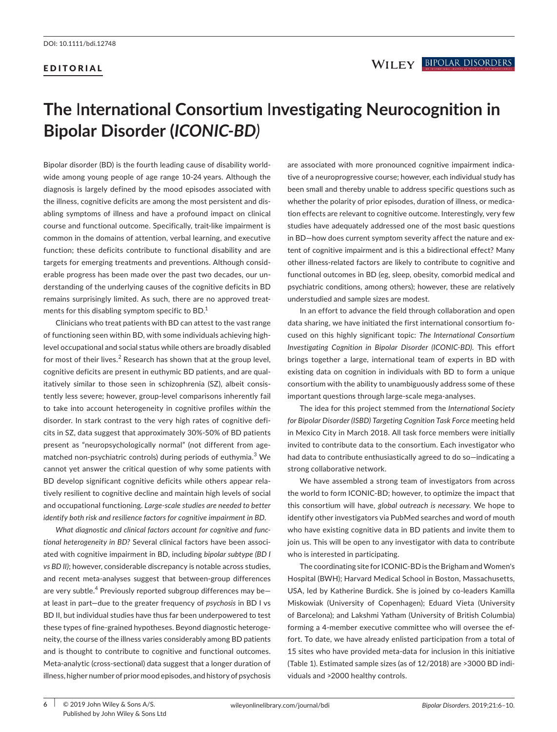DOI: 10.1111/bdi.12748

EDITORIAL

# The International Consortium Investigating Neurocognition in Bipolar Disorder (*ICONIC-BD*)

Bipolar disorder (BD) is the fourth leading cause of disability worldwide among young people of age range 10-24 years. Although the diagnosis is largely defined by the mood episodes associated with the illness, cognitive deficits are among the most persistent and disabling symptoms of illness and have a profound impact on clinical course and functional outcome. Specifically, trait-like impairment is common in the domains of attention, verbal learning, and executive function; these deficits contribute to functional disability and are targets for emerging treatments and preventions. Although considerable progress has been made over the past two decades, our understanding of the underlying causes of the cognitive deficits in BD remains surprisingly limited. As such, there are no approved treatments for this disabling symptom specific to BD.[1]

Clinicians who treat patients with BD can attest to the vast range of functioning seen within BD, with some individuals achieving high-level occupational and social status while others are broadly disabled for most of their lives.[2] Research has shown that at the group level, cognitive deficits are present in euthymic BD patients, and are qualitatively similar to those seen in schizophrenia (SZ), albeit consistently less severe; however, group-level comparisons inherently fail to take into account heterogeneity in cognitive profiles *within* the disorder. In stark contrast to the very high rates of cognitive deficits in SZ, data suggest that approximately 30%-50% of BD patients present as "neuropsychologically normal" (not different from age-matched non-psychiatric controls) during periods of euthymia.[3] We cannot yet answer the critical question of why some patients with BD develop significant cognitive deficits while others appear relatively resilient to cognitive decline and maintain high levels of social and occupational functioning. *Large-scale studies are needed to better identify both risk and resilience factors for cognitive impairment in BD.*

*What diagnostic and clinical factors account for cognitive and functional heterogeneity in BD?* Several clinical factors have been associated with cognitive impairment in BD, including *bipolar subtype (BD I vs BD II)*; however, considerable discrepancy is notable across studies, and recent meta-analyses suggest that between-group differences are very subtle.[4] Previously reported subgroup differences may be—at least in part—due to the greater frequency of *psychosis* in BD I vs BD II, but individual studies have thus far been underpowered to test these types of fine-grained hypotheses. Beyond diagnostic heterogeneity, the course of the illness varies considerably among BD patients and is thought to contribute to cognitive and functional outcomes. Meta-analytic (cross-sectional) data suggest that a longer duration of illness, higher number of prior mood episodes, and history of psychosis are associated with more pronounced cognitive impairment indicative of a neuroprogressive course; however, each individual study has been small and thereby unable to address specific questions such as whether the polarity of prior episodes, duration of illness, or medication effects are relevant to cognitive outcome. Interestingly, very few studies have adequately addressed one of the most basic questions in BD—how does current symptom severity affect the nature and extent of cognitive impairment and is this a bidirectional effect? Many other illness-related factors are likely to contribute to cognitive and functional outcomes in BD (eg, sleep, obesity, comorbid medical and psychiatric conditions, among others); however, these are relatively understudied and sample sizes are modest.

In an effort to advance the field through collaboration and open data sharing, we have initiated the first international consortium focused on this highly significant topic: *The International Consortium Investigating Cognition in Bipolar Disorder (ICONIC-BD).* This effort brings together a large, international team of experts in BD with existing data on cognition in individuals with BD to form a unique consortium with the ability to unambiguously address some of these important questions through large-scale mega-analyses.

The idea for this project stemmed from the *International Society for Bipolar Disorder (ISBD) Targeting Cognition Task Force* meeting held in Mexico City in March 2018. All task force members were initially invited to contribute data to the consortium. Each investigator who had data to contribute enthusiastically agreed to do so—indicating a strong collaborative network.

We have assembled a strong team of investigators from across the world to form ICONIC-BD; however, to optimize the impact that this consortium will have, *global outreach is necessary.* We hope to identify other investigators via PubMed searches and word of mouth who have existing cognitive data in BD patients and invite them to join us. This will be open to any investigator with data to contribute who is interested in participating.

The coordinating site for ICONIC-BD is the Brigham and Women's Hospital (BWH); Harvard Medical School in Boston, Massachusetts, USA, led by Katherine Burdick. She is joined by co-leaders Kamilla Miskowiak (University of Copenhagen); Eduard Vieta (University of Barcelona); and Lakshmi Yatham (University of British Columbia) forming a 4-member executive committee who will oversee the effort. To date, we have already enlisted participation from a total of 15 sites who have provided meta-data for inclusion in this initiative (Table 1). Estimated sample sizes (as of 12/2018) are >3000 BD individuals and >2000 healthy controls.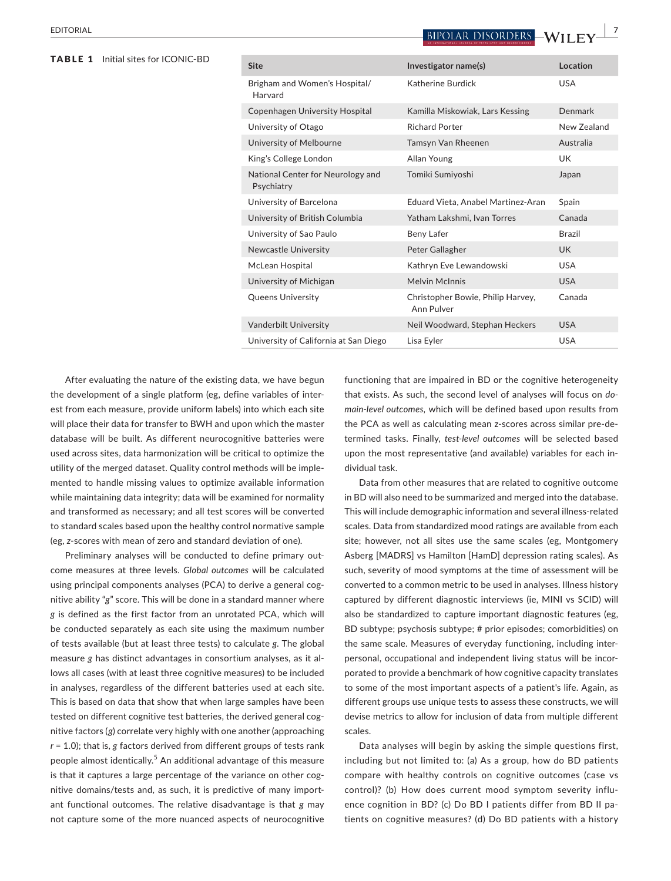**TABLE 1** Initial sites for ICONIC-BD

| Site | Investigator name(s) | Location |
|---|---|---|
| Brigham and Women's Hospital/ Harvard | Katherine Burdick | USA |
| Copenhagen University Hospital | Kamilla Miskowiak, Lars Kessing | Denmark |
| University of Otago | Richard Porter | New Zealand |
| University of Melbourne | Tamsyn Van Rheenen | Australia |
| King's College London | Allan Young | UK |
| National Center for Neurology and Psychiatry | Tomiki Sumiyoshi | Japan |
| University of Barcelona | Eduard Vieta, Anabel Martinez-Aran | Spain |
| University of British Columbia | Yatham Lakshmi, Ivan Torres | Canada |
| University of Sao Paulo | Beny Lafer | Brazil |
| Newcastle University | Peter Gallagher | UK |
| McLean Hospital | Kathryn Eve Lewandowski | USA |
| University of Michigan | Melvin McInnis | USA |
| Queens University | Christopher Bowie, Philip Harvey, Ann Pulver | Canada |
| Vanderbilt University | Neil Woodward, Stephan Heckers | USA |
| University of California at San Diego | Lisa Eyler | USA |

After evaluating the nature of the existing data, we have begun the development of a single platform (eg, define variables of interest from each measure, provide uniform labels) into which each site will place their data for transfer to BWH and upon which the master database will be built. As different neurocognitive batteries were used across sites, data harmonization will be critical to optimize the utility of the merged dataset. Quality control methods will be implemented to handle missing values to optimize available information while maintaining data integrity; data will be examined for normality and transformed as necessary; and all test scores will be converted to standard scales based upon the healthy control normative sample (eg, *z*-scores with mean of zero and standard deviation of one).

Preliminary analyses will be conducted to define primary outcome measures at three levels. *Global outcomes* will be calculated using principal components analyses (PCA) to derive a general cognitive ability "*g*" score. This will be done in a standard manner where *g* is defined as the first factor from an unrotated PCA, which will be conducted separately as each site using the maximum number of tests available (but at least three tests) to calculate *g*. The global measure *g* has distinct advantages in consortium analyses, as it allows all cases (with at least three cognitive measures) to be included in analyses, regardless of the different batteries used at each site. This is based on data that show that when large samples have been tested on different cognitive test batteries, the derived general cognitive factors (*g*) correlate very highly with one another (approaching $r = 1.0$); that is, *g* factors derived from different groups of tests rank people almost identically.[5] An additional advantage of this measure is that it captures a large percentage of the variance on other cognitive domains/tests and, as such, it is predictive of many important functional outcomes. The relative disadvantage is that *g* may not capture some of the more nuanced aspects of neurocognitive functioning that are impaired in BD or the cognitive heterogeneity that exists. As such, the second level of analyses will focus on *domain-level outcomes*, which will be defined based upon results from the PCA as well as calculating mean *z*-scores across similar pre-determined tasks. Finally, *test-level outcomes* will be selected based upon the most representative (and available) variables for each individual task.

Data from other measures that are related to cognitive outcome in BD will also need to be summarized and merged into the database. This will include demographic information and several illness-related scales. Data from standardized mood ratings are available from each site; however, not all sites use the same scales (eg, Montgomery Asberg [MADRS] vs Hamilton [HamD] depression rating scales). As such, severity of mood symptoms at the time of assessment will be converted to a common metric to be used in analyses. Illness history captured by different diagnostic interviews (ie, MINI vs SCID) will also be standardized to capture important diagnostic features (eg, BD subtype; psychosis subtype; # prior episodes; comorbidities) on the same scale. Measures of everyday functioning, including interpersonal, occupational and independent living status will be incorporated to provide a benchmark of how cognitive capacity translates to some of the most important aspects of a patient's life. Again, as different groups use unique tests to assess these constructs, we will devise metrics to allow for inclusion of data from multiple different scales.

Data analyses will begin by asking the simple questions first, including but not limited to: (a) As a group, how do BD patients compare with healthy controls on cognitive outcomes (case vs control)? (b) How does current mood symptom severity influence cognition in BD? (c) Do BD I patients differ from BD II patients on cognitive measures? (d) Do BD patients with a history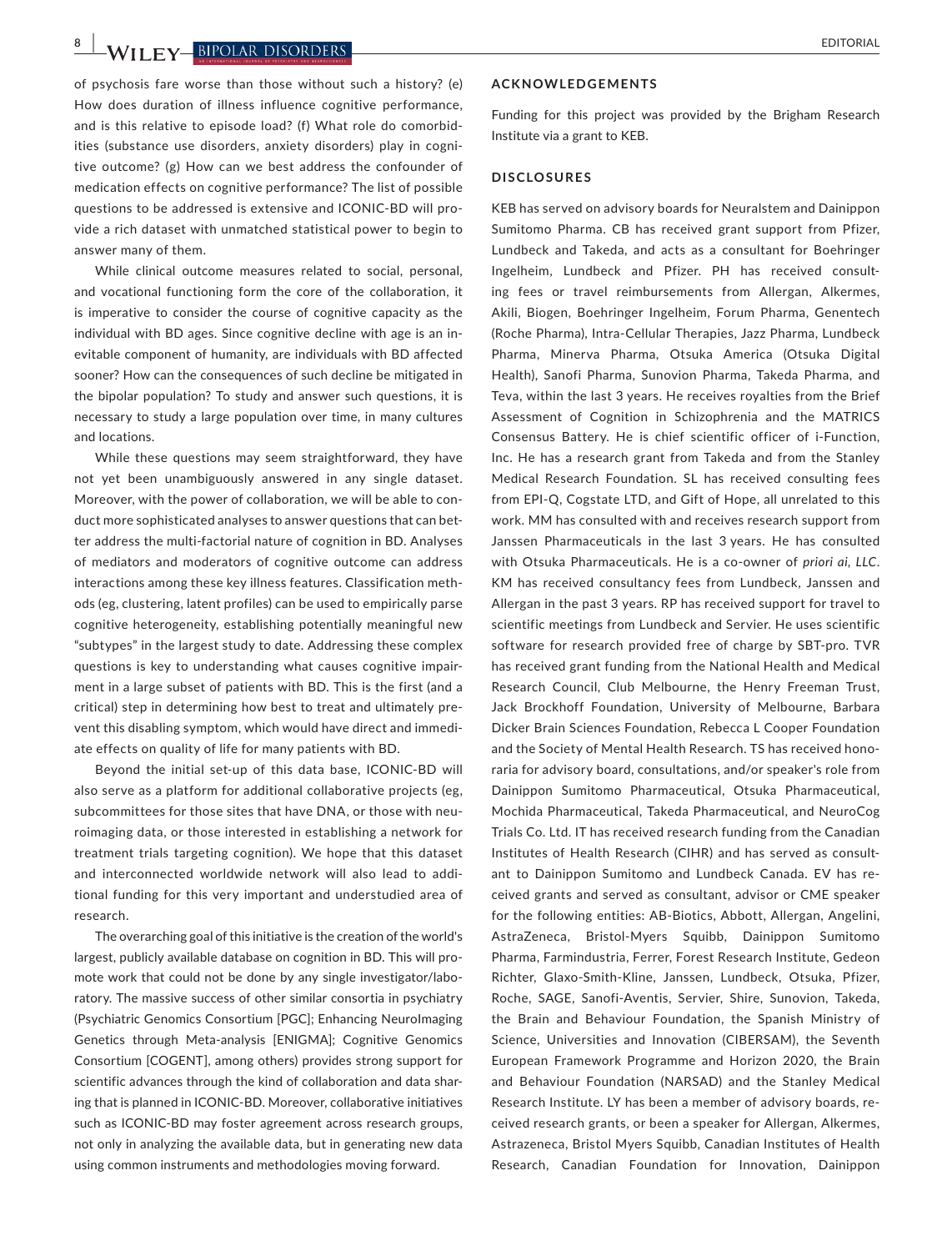of psychosis fare worse than those without such a history? (e) How does duration of illness influence cognitive performance, and is this relative to episode load? (f) What role do comorbidities (substance use disorders, anxiety disorders) play in cognitive outcome? (g) How can we best address the confounder of medication effects on cognitive performance? The list of possible questions to be addressed is extensive and ICONIC-BD will provide a rich dataset with unmatched statistical power to begin to answer many of them.

While clinical outcome measures related to social, personal, and vocational functioning form the core of the collaboration, it is imperative to consider the course of cognitive capacity as the individual with BD ages. Since cognitive decline with age is an inevitable component of humanity, are individuals with BD affected sooner? How can the consequences of such decline be mitigated in the bipolar population? To study and answer such questions, it is necessary to study a large population over time, in many cultures and locations.

While these questions may seem straightforward, they have not yet been unambiguously answered in any single dataset. Moreover, with the power of collaboration, we will be able to conduct more sophisticated analyses to answer questions that can better address the multi-factorial nature of cognition in BD. Analyses of mediators and moderators of cognitive outcome can address interactions among these key illness features. Classification methods (eg, clustering, latent profiles) can be used to empirically parse cognitive heterogeneity, establishing potentially meaningful new "subtypes" in the largest study to date. Addressing these complex questions is key to understanding what causes cognitive impairment in a large subset of patients with BD. This is the first (and a critical) step in determining how best to treat and ultimately prevent this disabling symptom, which would have direct and immediate effects on quality of life for many patients with BD.

Beyond the initial set-up of this data base, ICONIC-BD will also serve as a platform for additional collaborative projects (eg, subcommittees for those sites that have DNA, or those with neuroimaging data, or those interested in establishing a network for treatment trials targeting cognition). We hope that this dataset and interconnected worldwide network will also lead to additional funding for this very important and understudied area of research.

The overarching goal of this initiative is the creation of the world's largest, publicly available database on cognition in BD. This will promote work that could not be done by any single investigator/laboratory. The massive success of other similar consortia in psychiatry (Psychiatric Genomics Consortium [PGC]; Enhancing NeuroImaging Genetics through Meta-analysis [ENIGMA]; Cognitive Genomics Consortium [COGENT], among others) provides strong support for scientific advances through the kind of collaboration and data sharing that is planned in ICONIC-BD. Moreover, collaborative initiatives such as ICONIC-BD may foster agreement across research groups, not only in analyzing the available data, but in generating new data using common instruments and methodologies moving forward.

## ACKNOWLEDGEMENTS

Funding for this project was provided by the Brigham Research Institute via a grant to KEB.

## DISCLOSURES

KEB has served on advisory boards for Neuralstem and Dainippon Sumitomo Pharma. CB has received grant support from Pfizer, Lundbeck and Takeda, and acts as a consultant for Boehringer Ingelheim, Lundbeck and Pfizer. PH has received consulting fees or travel reimbursements from Allergan, Alkermes, Akili, Biogen, Boehringer Ingelheim, Forum Pharma, Genentech (Roche Pharma), Intra-Cellular Therapies, Jazz Pharma, Lundbeck Pharma, Minerva Pharma, Otsuka America (Otsuka Digital Health), Sanofi Pharma, Sunovion Pharma, Takeda Pharma, and Teva, within the last 3 years. He receives royalties from the Brief Assessment of Cognition in Schizophrenia and the MATRICS Consensus Battery. He is chief scientific officer of i-Function, Inc. He has a research grant from Takeda and from the Stanley Medical Research Foundation. SL has received consulting fees from EPI-Q, Cogstate LTD, and Gift of Hope, all unrelated to this work. MM has consulted with and receives research support from Janssen Pharmaceuticals in the last 3 years. He has consulted with Otsuka Pharmaceuticals. He is a co-owner of *priori ai, LLC*. KM has received consultancy fees from Lundbeck, Janssen and Allergan in the past 3 years. RP has received support for travel to scientific meetings from Lundbeck and Servier. He uses scientific software for research provided free of charge by SBT-pro. TVR has received grant funding from the National Health and Medical Research Council, Club Melbourne, the Henry Freeman Trust, Jack Brockhoff Foundation, University of Melbourne, Barbara Dicker Brain Sciences Foundation, Rebecca L Cooper Foundation and the Society of Mental Health Research. TS has received honoraria for advisory board, consultations, and/or speaker's role from Dainippon Sumitomo Pharmaceutical, Otsuka Pharmaceutical, Mochida Pharmaceutical, Takeda Pharmaceutical, and NeuroCog Trials Co. Ltd. IT has received research funding from the Canadian Institutes of Health Research (CIHR) and has served as consultant to Dainippon Sumitomo and Lundbeck Canada. EV has received grants and served as consultant, advisor or CME speaker for the following entities: AB-Biotics, Abbott, Allergan, Angelini, AstraZeneca, Bristol-Myers Squibb, Dainippon Sumitomo Pharma, Farmindustria, Ferrer, Forest Research Institute, Gedeon Richter, Glaxo-Smith-Kline, Janssen, Lundbeck, Otsuka, Pfizer, Roche, SAGE, Sanofi-Aventis, Servier, Shire, Sunovion, Takeda, the Brain and Behaviour Foundation, the Spanish Ministry of Science, Universities and Innovation (CIBERSAM), the Seventh European Framework Programme and Horizon 2020, the Brain and Behaviour Foundation (NARSAD) and the Stanley Medical Research Institute. LY has been a member of advisory boards, received research grants, or been a speaker for Allergan, Alkermes, Astrazeneca, Bristol Myers Squibb, Canadian Institutes of Health Research, Canadian Foundation for Innovation, Dainippon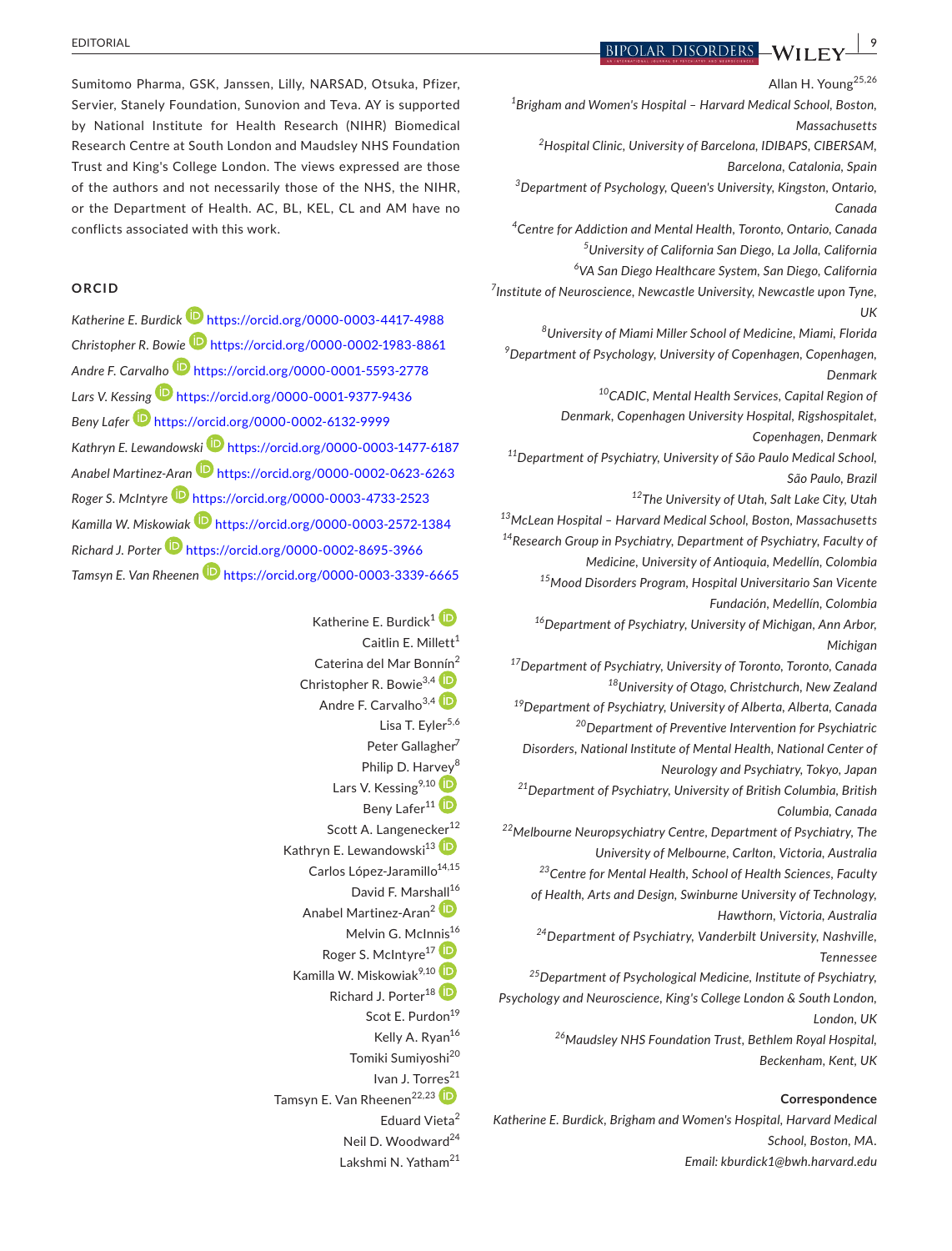Sumitomo Pharma, GSK, Janssen, Lilly, NARSAD, Otsuka, Pfizer, Servier, Stanely Foundation, Sunovion and Teva. AY is supported by National Institute for Health Research (NIHR) Biomedical Research Centre at South London and Maudsley NHS Foundation Trust and King's College London. The views expressed are those of the authors and not necessarily those of the NHS, the NIHR, or the Department of Health. AC, BL, KEL, CL and AM have no conflicts associated with this work.

## ORCID

*Katherine E. Burdick* https://orcid.org/0000-0003-4417-4988
*Christopher R. Bowie* https://orcid.org/0000-0002-1983-8861
*Andre F. Carvalho* https://orcid.org/0000-0001-5593-2778
*Lars V. Kessing* https://orcid.org/0000-0001-9377-9436
*Beny Lafer* https://orcid.org/0000-0002-6132-9999
*Kathryn E. Lewandowski* https://orcid.org/0000-0003-1477-6187
*Anabel Martinez-Aran* https://orcid.org/0000-0002-0623-6263
*Roger S. McIntyre* https://orcid.org/0000-0003-4733-2523
*Kamilla W. Miskowiak* https://orcid.org/0000-0003-2572-1384
*Richard J. Porter* https://orcid.org/0000-0002-8695-3966
*Tamsyn E. Van Rheenen* https://orcid.org/0000-0003-3339-6665

Katherine E. Burdick[1]
Caitlin E. Millett[1]
Caterina del Mar Bonnín[2]
Christopher R. Bowie[3,4]
Andre F. Carvalho[3,4]
Lisa T. Eyler[5,6]
Peter Gallagher[7]
Philip D. Harvey[8]
Lars V. Kessing[9,10]
Beny Lafer[11]
Scott A. Langenecker[12]
Kathryn E. Lewandowski[13]
Carlos López-Jaramillo[14,15]
David F. Marshall[16]
Anabel Martinez-Aran[2]
Melvin G. McInnis[16]
Roger S. McIntyre[17]
Kamilla W. Miskowiak[9,10]
Richard J. Porter[18]
Scot E. Purdon[19]
Kelly A. Ryan[16]
Tomiki Sumiyoshi[20]
Ivan J. Torres[21]
Tamsyn E. Van Rheenen[22,23]
Eduard Vieta[2]
Neil D. Woodward[24]
Lakshmi N. Yatham[21]
Allan H. Young[25,26]

[1]*Brigham and Women's Hospital – Harvard Medical School, Boston, Massachusetts*
[2]*Hospital Clinic, University of Barcelona, IDIBAPS, CIBERSAM, Barcelona, Catalonia, Spain*
[3]*Department of Psychology, Queen's University, Kingston, Ontario, Canada*
[4]*Centre for Addiction and Mental Health, Toronto, Ontario, Canada*
[5]*University of California San Diego, La Jolla, California*
[6]*VA San Diego Healthcare System, San Diego, California*
[7]*Institute of Neuroscience, Newcastle University, Newcastle upon Tyne, UK*
[8]*University of Miami Miller School of Medicine, Miami, Florida*
[9]*Department of Psychology, University of Copenhagen, Copenhagen, Denmark*
[10]*CADIC, Mental Health Services, Capital Region of Denmark, Copenhagen University Hospital, Rigshospitalet, Copenhagen, Denmark*
[11]*Department of Psychiatry, University of São Paulo Medical School, São Paulo, Brazil*
[12]*The University of Utah, Salt Lake City, Utah*
[13]*McLean Hospital – Harvard Medical School, Boston, Massachusetts*
[14]*Research Group in Psychiatry, Department of Psychiatry, Faculty of Medicine, University of Antioquia, Medellín, Colombia*
[15]*Mood Disorders Program, Hospital Universitario San Vicente Fundación, Medellín, Colombia*
[16]*Department of Psychiatry, University of Michigan, Ann Arbor, Michigan*
[17]*Department of Psychiatry, University of Toronto, Toronto, Canada*
[18]*University of Otago, Christchurch, New Zealand*
[19]*Department of Psychiatry, University of Alberta, Alberta, Canada*
[20]*Department of Preventive Intervention for Psychiatric Disorders, National Institute of Mental Health, National Center of Neurology and Psychiatry, Tokyo, Japan*
[21]*Department of Psychiatry, University of British Columbia, British Columbia, Canada*
[22]*Melbourne Neuropsychiatry Centre, Department of Psychiatry, The University of Melbourne, Carlton, Victoria, Australia*
[23]*Centre for Mental Health, School of Health Sciences, Faculty of Health, Arts and Design, Swinburne University of Technology, Hawthorn, Victoria, Australia*
[24]*Department of Psychiatry, Vanderbilt University, Nashville, Tennessee*
[25]*Department of Psychological Medicine, Institute of Psychiatry, Psychology and Neuroscience, King's College London & South London, London, UK*
[26]*Maudsley NHS Foundation Trust, Bethlem Royal Hospital, Beckenham, Kent, UK*

**Correspondence**
*Katherine E. Burdick, Brigham and Women's Hospital, Harvard Medical School, Boston, MA.*
*Email: kburdick1@bwh.harvard.edu*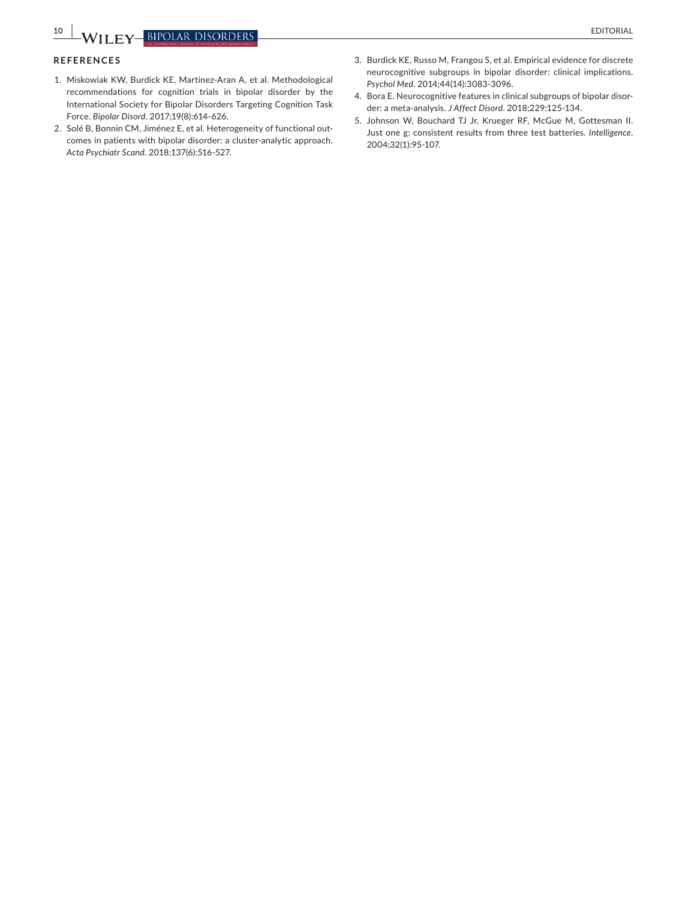## REFERENCES

1. Miskowiak KW, Burdick KE, Martinez-Aran A, et al. Methodological recommendations for cognition trials in bipolar disorder by the International Society for Bipolar Disorders Targeting Cognition Task Force. *Bipolar Disord*. 2017;19(8):614-626.
2. Solé B, Bonnin CM, Jiménez E, et al. Heterogeneity of functional outcomes in patients with bipolar disorder: a cluster-analytic approach. *Acta Psychiatr Scand*. 2018;137(6):516-527.
3. Burdick KE, Russo M, Frangou S, et al. Empirical evidence for discrete neurocognitive subgroups in bipolar disorder: clinical implications. *Psychol Med*. 2014;44(14):3083-3096.
4. Bora E. Neurocognitive features in clinical subgroups of bipolar disorder: a meta-analysis. *J Affect Disord*. 2018;229:125-134.
5. Johnson W, Bouchard TJ Jr, Krueger RF, McGue M, Gottesman II. Just one g: consistent results from three test batteries. *Intelligence*. 2004;32(1):95-107.